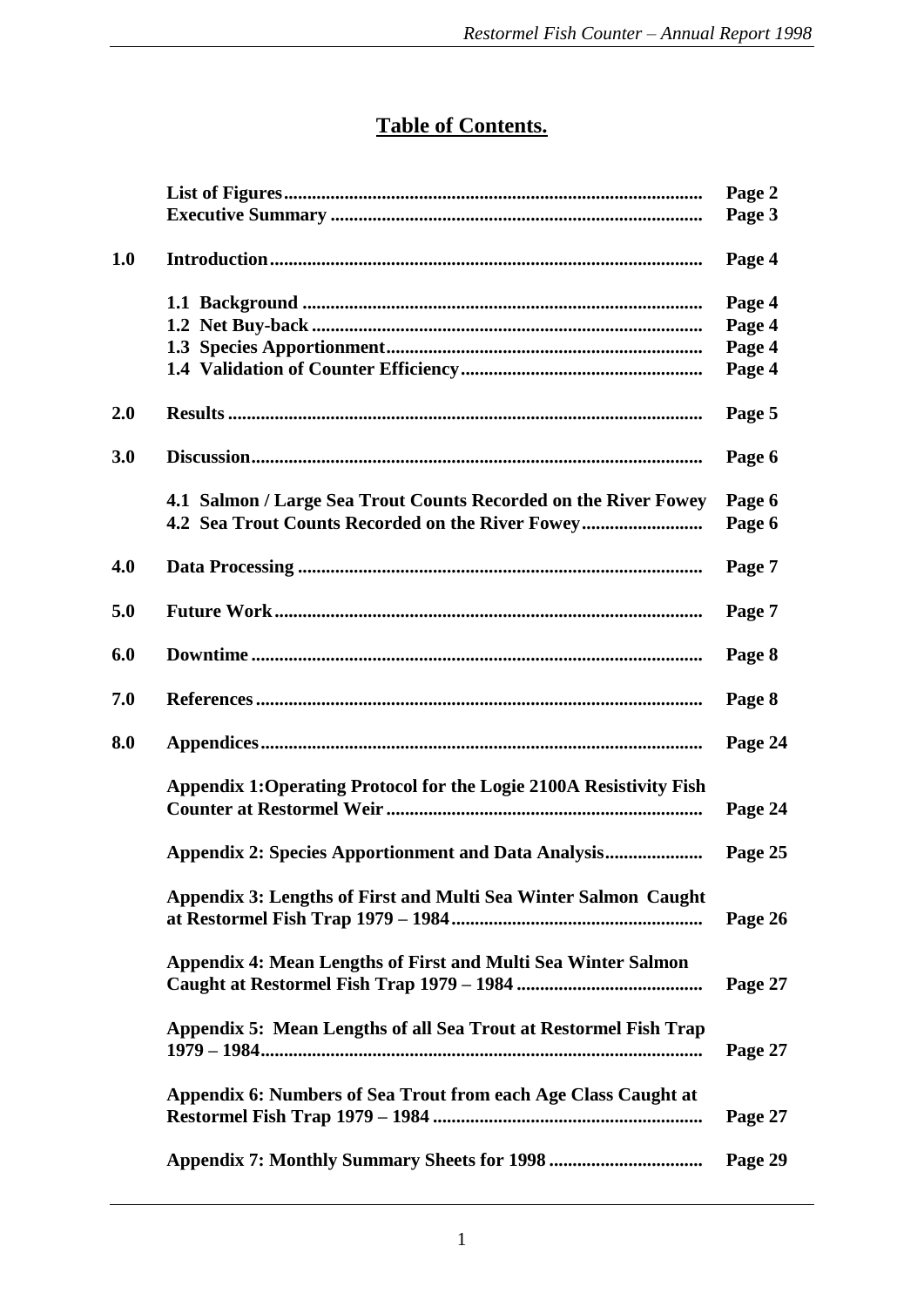# Table of Contents.

| | | |
|---|---|---|
| | **List of Figures** | **Page 2** |
| | **Executive Summary** | **Page 3** |
| **1.0** | **Introduction** | **Page 4** |
| | **1.1 Background** | **Page 4** |
| | **1.2 Net Buy-back** | **Page 4** |
| | **1.3 Species Apportionment** | **Page 4** |
| | **1.4 Validation of Counter Efficiency** | **Page 4** |
| **2.0** | **Results** | **Page 5** |
| **3.0** | **Discussion** | **Page 6** |
| | **4.1 Salmon / Large Sea Trout Counts Recorded on the River Fowey** | **Page 6** |
| | **4.2 Sea Trout Counts Recorded on the River Fowey** | **Page 6** |
| **4.0** | **Data Processing** | **Page 7** |
| **5.0** | **Future Work** | **Page 7** |
| **6.0** | **Downtime** | **Page 8** |
| **7.0** | **References** | **Page 8** |
| **8.0** | **Appendices** | **Page 24** |
| | **Appendix 1:Operating Protocol for the Logie 2100A Resistivity Fish Counter at Restormel Weir** | **Page 24** |
| | **Appendix 2: Species Apportionment and Data Analysis** | **Page 25** |
| | **Appendix 3: Lengths of First and Multi Sea Winter Salmon Caught at Restormel Fish Trap 1979 – 1984** | **Page 26** |
| | **Appendix 4: Mean Lengths of First and Multi Sea Winter Salmon Caught at Restormel Fish Trap 1979 – 1984** | **Page 27** |
| | **Appendix 5: Mean Lengths of all Sea Trout at Restormel Fish Trap 1979 – 1984** | **Page 27** |
| | **Appendix 6: Numbers of Sea Trout from each Age Class Caught at Restormel Fish Trap 1979 – 1984** | **Page 27** |
| | **Appendix 7: Monthly Summary Sheets for 1998** | **Page 29** |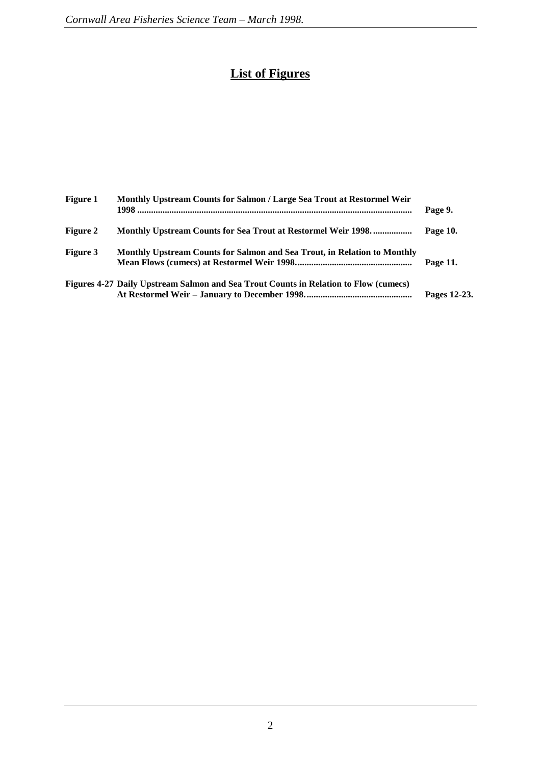# List of Figures

| | | |
|---|---|---|
| **Figure 1** | **Monthly Upstream Counts for Salmon / Large Sea Trout at Restormel Weir 1998 ......................................................................................................................** | **Page 9.** |
| **Figure 2** | **Monthly Upstream Counts for Sea Trout at Restormel Weir 1998. ................** | **Page 10.** |
| **Figure 3** | **Monthly Upstream Counts for Salmon and Sea Trout, in Relation to Monthly Mean Flows (cumecs) at Restormel Weir 1998..................................................** | **Page 11.** |
| **Figures 4-27** | **Daily Upstream Salmon and Sea Trout Counts in Relation to Flow (cumecs) At Restormel Weir – January to December 1998.............................................** | **Pages 12-23.** |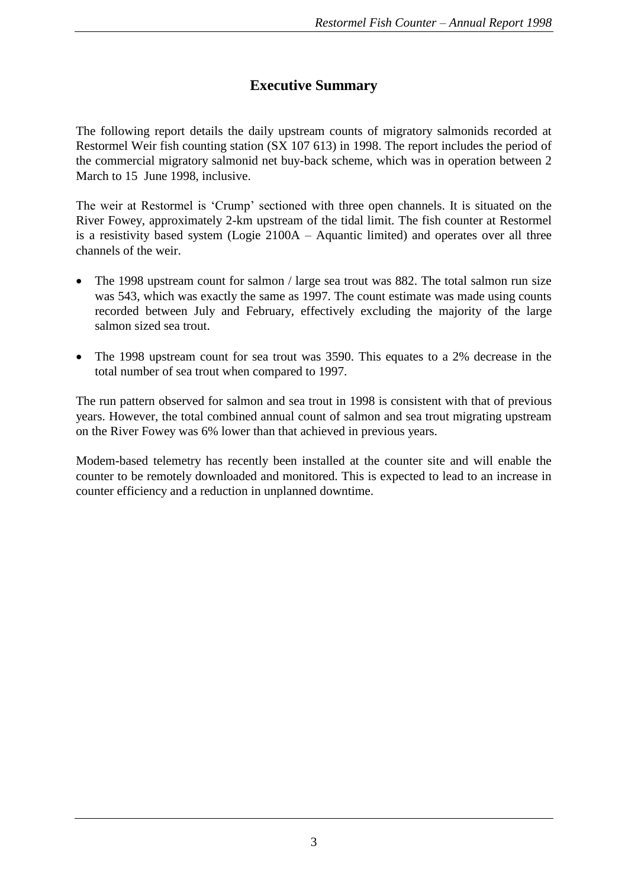# Executive Summary

The following report details the daily upstream counts of migratory salmonids recorded at Restormel Weir fish counting station (SX 107 613) in 1998. The report includes the period of the commercial migratory salmonid net buy-back scheme, which was in operation between 2 March to 15 June 1998, inclusive.

The weir at Restormel is 'Crump' sectioned with three open channels. It is situated on the River Fowey, approximately 2-km upstream of the tidal limit. The fish counter at Restormel is a resistivity based system (Logie 2100A – Aquantic limited) and operates over all three channels of the weir.

- The 1998 upstream count for salmon / large sea trout was 882. The total salmon run size was 543, which was exactly the same as 1997. The count estimate was made using counts recorded between July and February, effectively excluding the majority of the large salmon sized sea trout.
- The 1998 upstream count for sea trout was 3590. This equates to a 2% decrease in the total number of sea trout when compared to 1997.

The run pattern observed for salmon and sea trout in 1998 is consistent with that of previous years. However, the total combined annual count of salmon and sea trout migrating upstream on the River Fowey was 6% lower than that achieved in previous years.

Modem-based telemetry has recently been installed at the counter site and will enable the counter to be remotely downloaded and monitored. This is expected to lead to an increase in counter efficiency and a reduction in unplanned downtime.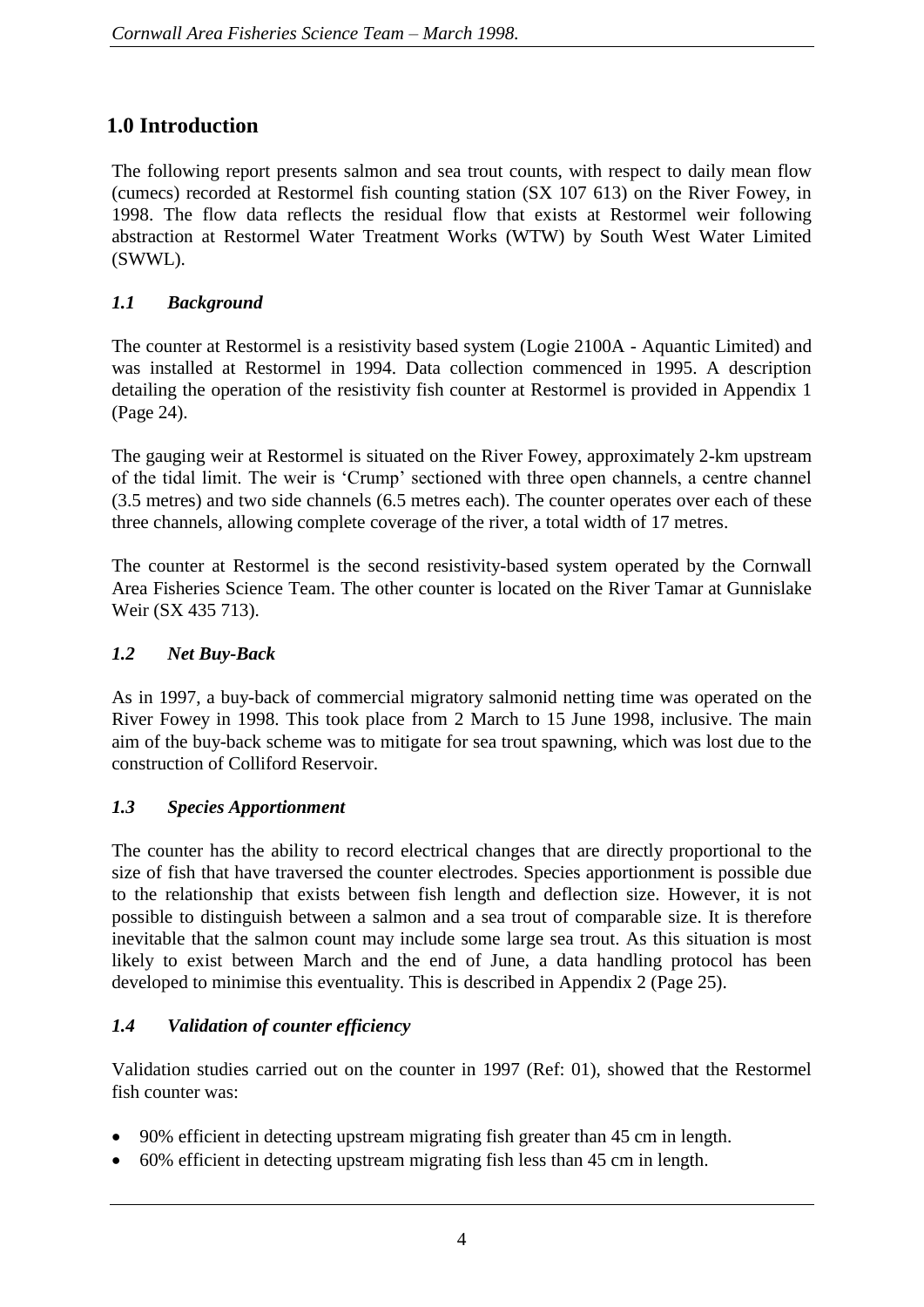# 1.0 Introduction

The following report presents salmon and sea trout counts, with respect to daily mean flow (cumecs) recorded at Restormel fish counting station (SX 107 613) on the River Fowey, in 1998. The flow data reflects the residual flow that exists at Restormel weir following abstraction at Restormel Water Treatment Works (WTW) by South West Water Limited (SWWL).

## *1.1 Background*

The counter at Restormel is a resistivity based system (Logie 2100A - Aquantic Limited) and was installed at Restormel in 1994. Data collection commenced in 1995. A description detailing the operation of the resistivity fish counter at Restormel is provided in Appendix 1 (Page 24).

The gauging weir at Restormel is situated on the River Fowey, approximately 2-km upstream of the tidal limit. The weir is 'Crump' sectioned with three open channels, a centre channel (3.5 metres) and two side channels (6.5 metres each). The counter operates over each of these three channels, allowing complete coverage of the river, a total width of 17 metres.

The counter at Restormel is the second resistivity-based system operated by the Cornwall Area Fisheries Science Team. The other counter is located on the River Tamar at Gunnislake Weir (SX 435 713).

## *1.2 Net Buy-Back*

As in 1997, a buy-back of commercial migratory salmonid netting time was operated on the River Fowey in 1998. This took place from 2 March to 15 June 1998, inclusive. The main aim of the buy-back scheme was to mitigate for sea trout spawning, which was lost due to the construction of Colliford Reservoir.

## *1.3 Species Apportionment*

The counter has the ability to record electrical changes that are directly proportional to the size of fish that have traversed the counter electrodes. Species apportionment is possible due to the relationship that exists between fish length and deflection size. However, it is not possible to distinguish between a salmon and a sea trout of comparable size. It is therefore inevitable that the salmon count may include some large sea trout. As this situation is most likely to exist between March and the end of June, a data handling protocol has been developed to minimise this eventuality. This is described in Appendix 2 (Page 25).

## *1.4 Validation of counter efficiency*

Validation studies carried out on the counter in 1997 (Ref: 01), showed that the Restormel fish counter was:

- 90% efficient in detecting upstream migrating fish greater than 45 cm in length.
- 60% efficient in detecting upstream migrating fish less than 45 cm in length.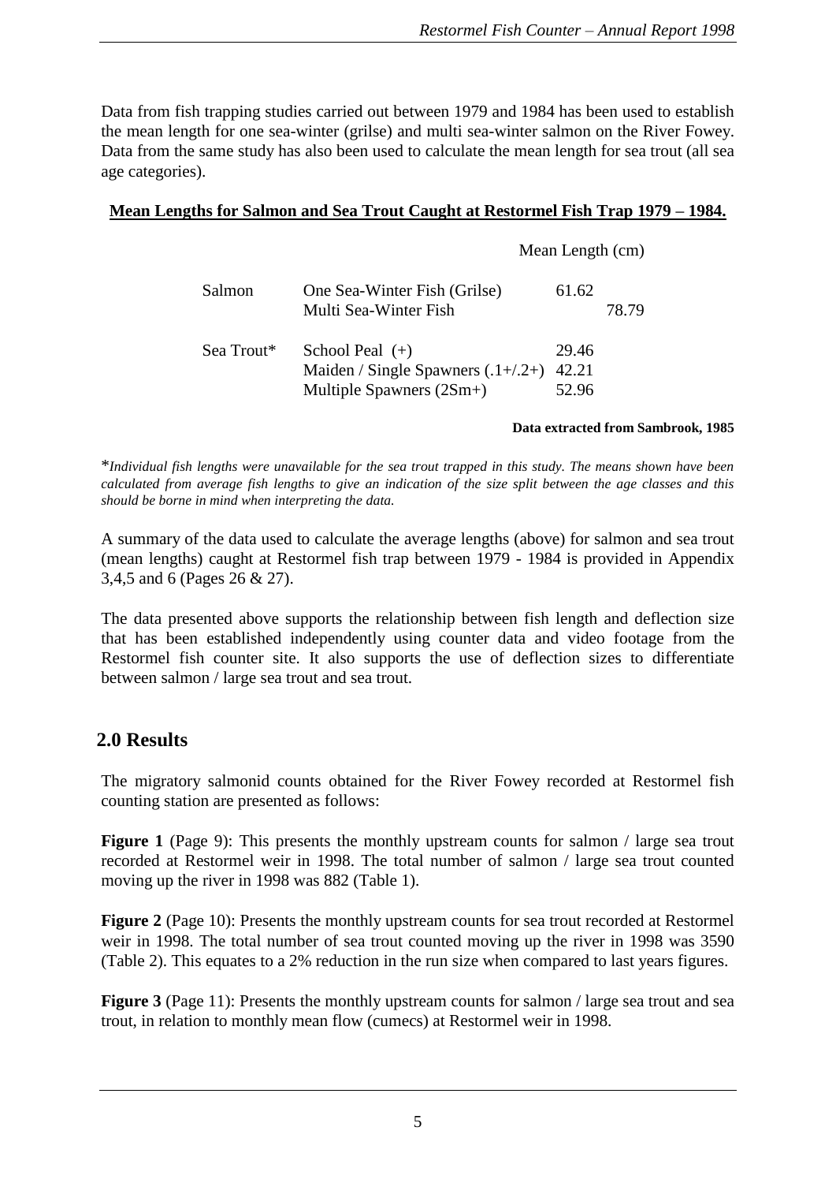Data from fish trapping studies carried out between 1979 and 1984 has been used to establish the mean length for one sea-winter (grilse) and multi sea-winter salmon on the River Fowey. Data from the same study has also been used to calculate the mean length for sea trout (all sea age categories).

**Mean Lengths for Salmon and Sea Trout Caught at Restormel Fish Trap 1979 – 1984.**

| | | Mean Length (cm) |
|---|---|---|
| Salmon | One Sea-Winter Fish (Grilse) | 61.62 |
| | Multi Sea-Winter Fish | 78.79 |
| Sea Trout* | School Peal (+) | 29.46 |
| | Maiden / Single Spawners (.1+/.2+) | 42.21 |
| | Multiple Spawners (2Sm+) | 52.96 |

**Data extracted from Sambrook, 1985**

**Individual fish lengths were unavailable for the sea trout trapped in this study. The means shown have been calculated from average fish lengths to give an indication of the size split between the age classes and this should be borne in mind when interpreting the data.*

A summary of the data used to calculate the average lengths (above) for salmon and sea trout (mean lengths) caught at Restormel fish trap between 1979 - 1984 is provided in Appendix 3,4,5 and 6 (Pages 26 & 27).

The data presented above supports the relationship between fish length and deflection size that has been established independently using counter data and video footage from the Restormel fish counter site. It also supports the use of deflection sizes to differentiate between salmon / large sea trout and sea trout.

## 2.0 Results

The migratory salmonid counts obtained for the River Fowey recorded at Restormel fish counting station are presented as follows:

**Figure 1** (Page 9): This presents the monthly upstream counts for salmon / large sea trout recorded at Restormel weir in 1998. The total number of salmon / large sea trout counted moving up the river in 1998 was 882 (Table 1).

**Figure 2** (Page 10): Presents the monthly upstream counts for sea trout recorded at Restormel weir in 1998. The total number of sea trout counted moving up the river in 1998 was 3590 (Table 2). This equates to a 2% reduction in the run size when compared to last years figures.

**Figure 3** (Page 11): Presents the monthly upstream counts for salmon / large sea trout and sea trout, in relation to monthly mean flow (cumecs) at Restormel weir in 1998.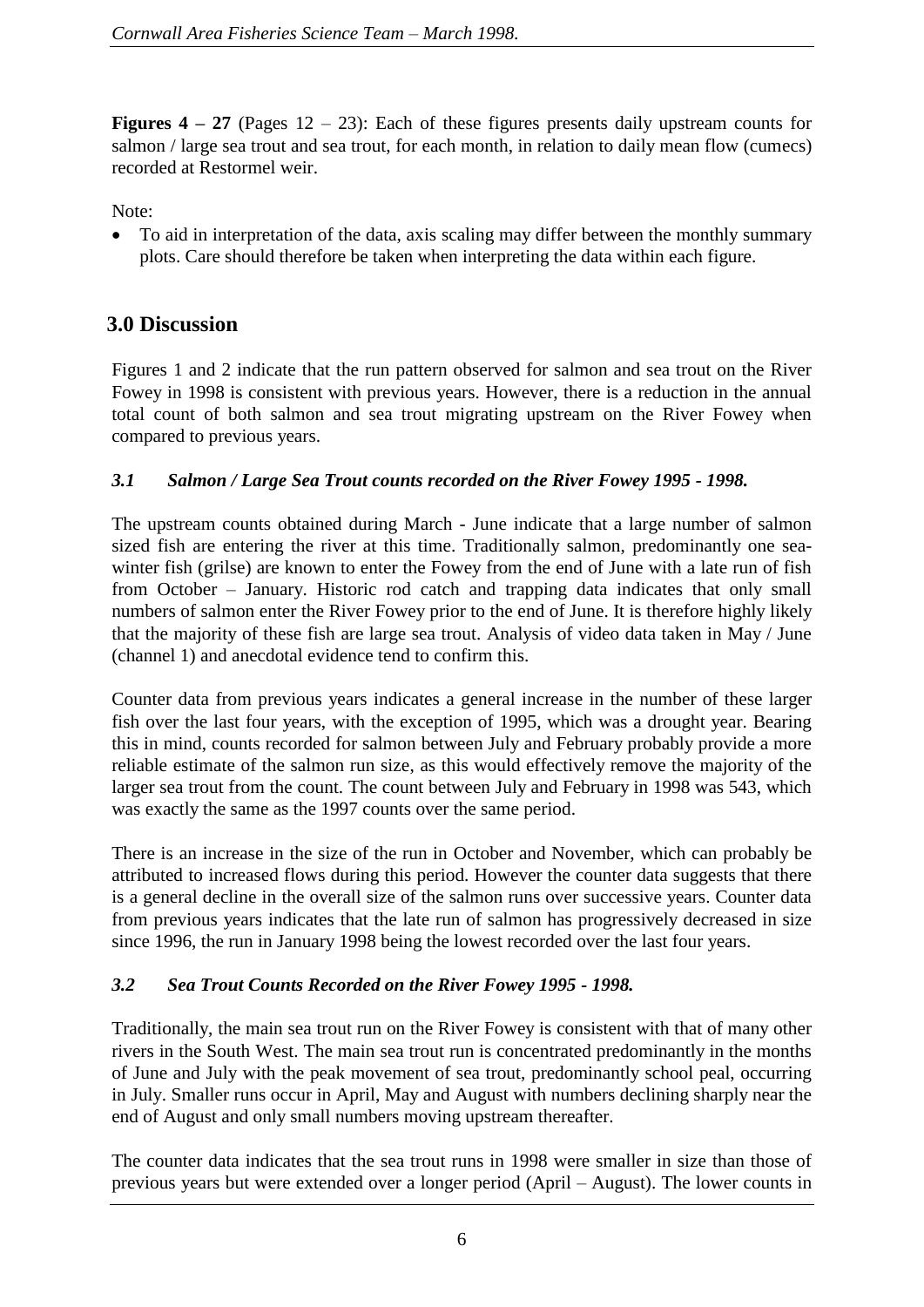**Figures 4 – 27** (Pages 12 – 23): Each of these figures presents daily upstream counts for salmon / large sea trout and sea trout, for each month, in relation to daily mean flow (cumecs) recorded at Restormel weir.

Note:

- To aid in interpretation of the data, axis scaling may differ between the monthly summary plots. Care should therefore be taken when interpreting the data within each figure.

## 3.0 Discussion

Figures 1 and 2 indicate that the run pattern observed for salmon and sea trout on the River Fowey in 1998 is consistent with previous years. However, there is a reduction in the annual total count of both salmon and sea trout migrating upstream on the River Fowey when compared to previous years.

### *3.1 Salmon / Large Sea Trout counts recorded on the River Fowey 1995 - 1998.*

The upstream counts obtained during March - June indicate that a large number of salmon sized fish are entering the river at this time. Traditionally salmon, predominantly one sea-winter fish (grilse) are known to enter the Fowey from the end of June with a late run of fish from October – January. Historic rod catch and trapping data indicates that only small numbers of salmon enter the River Fowey prior to the end of June. It is therefore highly likely that the majority of these fish are large sea trout. Analysis of video data taken in May / June (channel 1) and anecdotal evidence tend to confirm this.

Counter data from previous years indicates a general increase in the number of these larger fish over the last four years, with the exception of 1995, which was a drought year. Bearing this in mind, counts recorded for salmon between July and February probably provide a more reliable estimate of the salmon run size, as this would effectively remove the majority of the larger sea trout from the count. The count between July and February in 1998 was 543, which was exactly the same as the 1997 counts over the same period.

There is an increase in the size of the run in October and November, which can probably be attributed to increased flows during this period. However the counter data suggests that there is a general decline in the overall size of the salmon runs over successive years. Counter data from previous years indicates that the late run of salmon has progressively decreased in size since 1996, the run in January 1998 being the lowest recorded over the last four years.

### *3.2 Sea Trout Counts Recorded on the River Fowey 1995 - 1998.*

Traditionally, the main sea trout run on the River Fowey is consistent with that of many other rivers in the South West. The main sea trout run is concentrated predominantly in the months of June and July with the peak movement of sea trout, predominantly school peal, occurring in July. Smaller runs occur in April, May and August with numbers declining sharply near the end of August and only small numbers moving upstream thereafter.

The counter data indicates that the sea trout runs in 1998 were smaller in size than those of previous years but were extended over a longer period (April – August). The lower counts in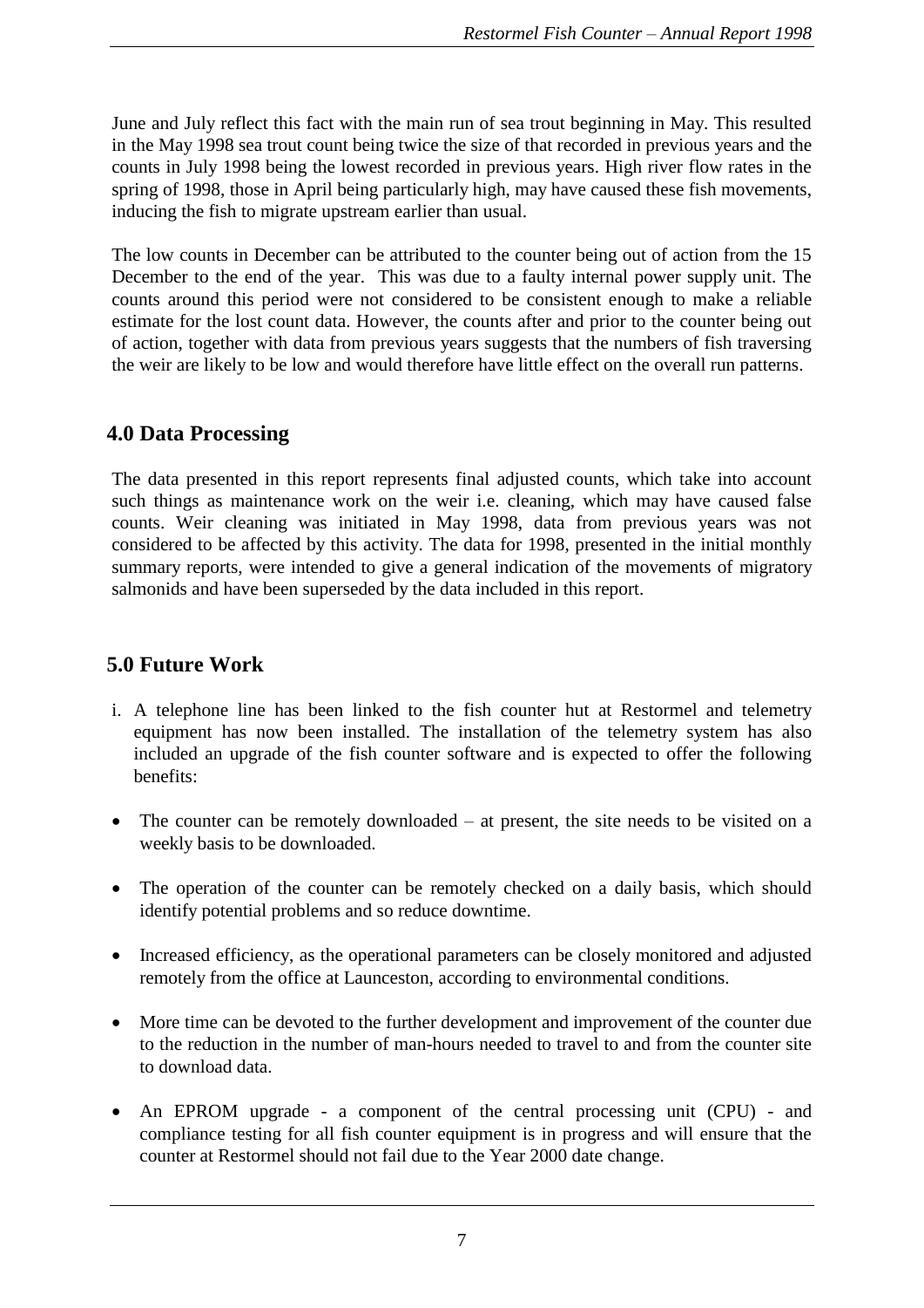June and July reflect this fact with the main run of sea trout beginning in May. This resulted in the May 1998 sea trout count being twice the size of that recorded in previous years and the counts in July 1998 being the lowest recorded in previous years. High river flow rates in the spring of 1998, those in April being particularly high, may have caused these fish movements, inducing the fish to migrate upstream earlier than usual.

The low counts in December can be attributed to the counter being out of action from the 15 December to the end of the year. This was due to a faulty internal power supply unit. The counts around this period were not considered to be consistent enough to make a reliable estimate for the lost count data. However, the counts after and prior to the counter being out of action, together with data from previous years suggests that the numbers of fish traversing the weir are likely to be low and would therefore have little effect on the overall run patterns.

## 4.0 Data Processing

The data presented in this report represents final adjusted counts, which take into account such things as maintenance work on the weir i.e. cleaning, which may have caused false counts. Weir cleaning was initiated in May 1998, data from previous years was not considered to be affected by this activity. The data for 1998, presented in the initial monthly summary reports, were intended to give a general indication of the movements of migratory salmonids and have been superseded by the data included in this report.

## 5.0 Future Work

i. A telephone line has been linked to the fish counter hut at Restormel and telemetry equipment has now been installed. The installation of the telemetry system has also included an upgrade of the fish counter software and is expected to offer the following benefits:

- The counter can be remotely downloaded – at present, the site needs to be visited on a weekly basis to be downloaded.
- The operation of the counter can be remotely checked on a daily basis, which should identify potential problems and so reduce downtime.
- Increased efficiency, as the operational parameters can be closely monitored and adjusted remotely from the office at Launceston, according to environmental conditions.
- More time can be devoted to the further development and improvement of the counter due to the reduction in the number of man-hours needed to travel to and from the counter site to download data.
- An EPROM upgrade - a component of the central processing unit (CPU) - and compliance testing for all fish counter equipment is in progress and will ensure that the counter at Restormel should not fail due to the Year 2000 date change.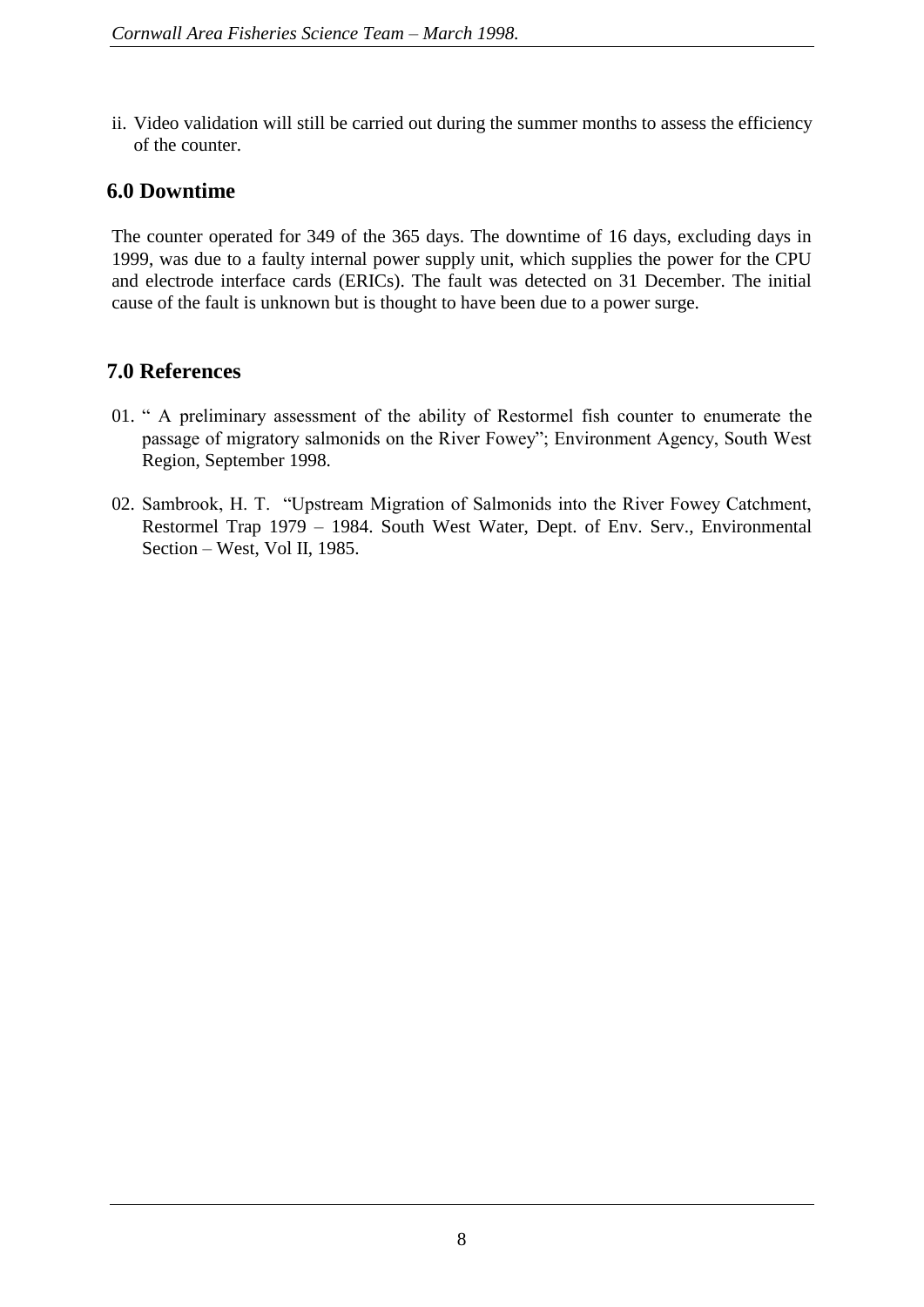ii. Video validation will still be carried out during the summer months to assess the efficiency of the counter.

## 6.0 Downtime

The counter operated for 349 of the 365 days. The downtime of 16 days, excluding days in 1999, was due to a faulty internal power supply unit, which supplies the power for the CPU and electrode interface cards (ERICs). The fault was detected on 31 December. The initial cause of the fault is unknown but is thought to have been due to a power surge.

## 7.0 References

01. " A preliminary assessment of the ability of Restormel fish counter to enumerate the passage of migratory salmonids on the River Fowey"; Environment Agency, South West Region, September 1998.

02. Sambrook, H. T. "Upstream Migration of Salmonids into the River Fowey Catchment, Restormel Trap 1979 – 1984. South West Water, Dept. of Env. Serv., Environmental Section – West, Vol II, 1985.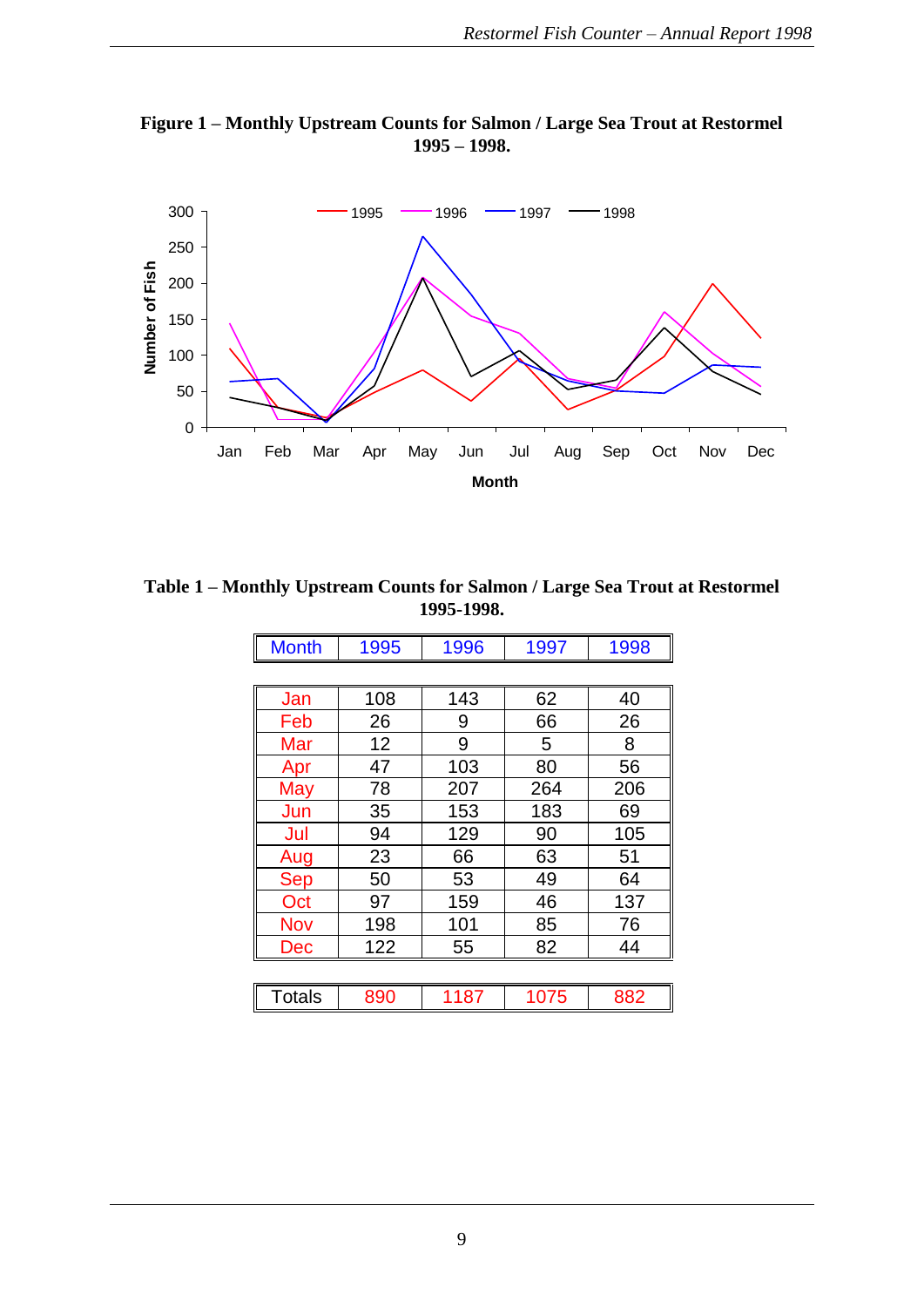**Figure 1 – Monthly Upstream Counts for Salmon / Large Sea Trout at Restormel 1995 – 1998.**

**Table 1 – Monthly Upstream Counts for Salmon / Large Sea Trout at Restormel 1995-1998.**

| Month | 1995 | 1996 | 1997 | 1998 |
|---|---|---|---|---|
| Jan | 108 | 143 | 62 | 40 |
| Feb | 26 | 9 | 66 | 26 |
| Mar | 12 | 9 | 5 | 8 |
| Apr | 47 | 103 | 80 | 56 |
| May | 78 | 207 | 264 | 206 |
| Jun | 35 | 153 | 183 | 69 |
| Jul | 94 | 129 | 90 | 105 |
| Aug | 23 | 66 | 63 | 51 |
| Sep | 50 | 53 | 49 | 64 |
| Oct | 97 | 159 | 46 | 137 |
| Nov | 198 | 101 | 85 | 76 |
| Dec | 122 | 55 | 82 | 44 |
| Totals | 890 | 1187 | 1075 | 882 |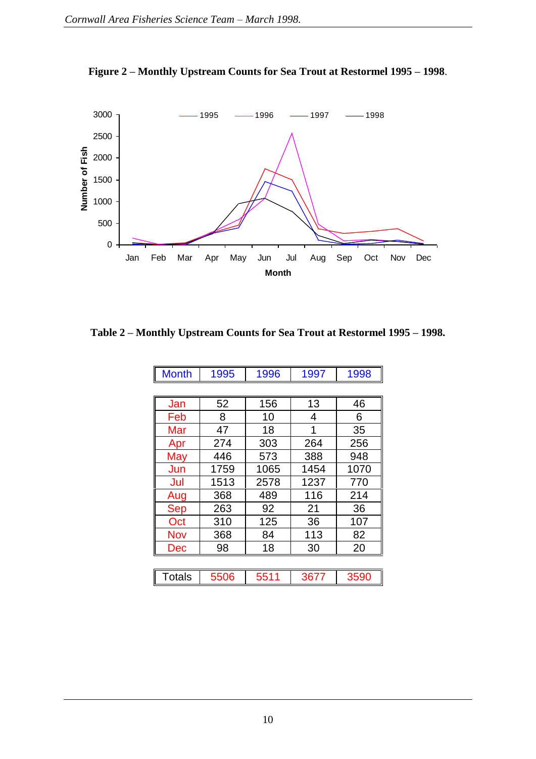**Figure 2 – Monthly Upstream Counts for Sea Trout at Restormel 1995 – 1998**.

**Table 2 – Monthly Upstream Counts for Sea Trout at Restormel 1995 – 1998.**

| Month | 1995 | 1996 | 1997 | 1998 |
|---|---|---|---|---|
| Jan | 52 | 156 | 13 | 46 |
| Feb | 8 | 10 | 4 | 6 |
| Mar | 47 | 18 | 1 | 35 |
| Apr | 274 | 303 | 264 | 256 |
| May | 446 | 573 | 388 | 948 |
| Jun | 1759 | 1065 | 1454 | 1070 |
| Jul | 1513 | 2578 | 1237 | 770 |
| Aug | 368 | 489 | 116 | 214 |
| Sep | 263 | 92 | 21 | 36 |
| Oct | 310 | 125 | 36 | 107 |
| Nov | 368 | 84 | 113 | 82 |
| Dec | 98 | 18 | 30 | 20 |
| Totals | 5506 | 5511 | 3677 | 3590 |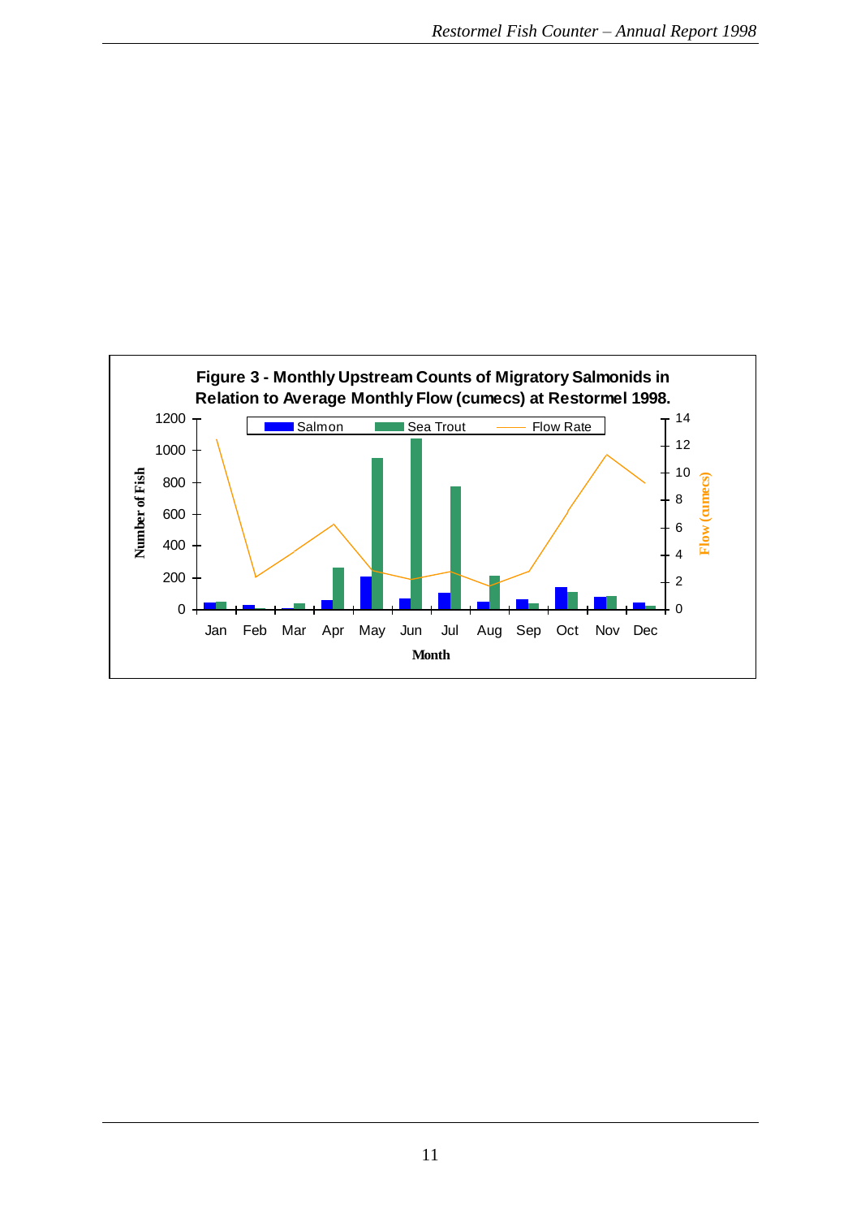**Figure 3 - Monthly Upstream Counts of Migratory Salmonids in Relation to Average Monthly Flow (cumecs) at Restormel 1998.**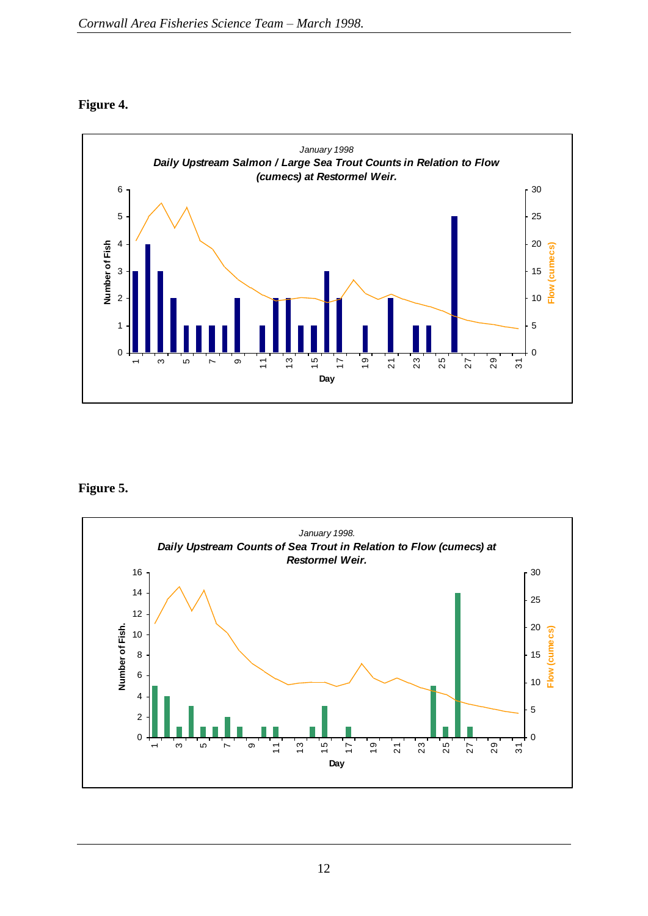**Figure 4.**

*January 1998*

***Daily Upstream Salmon / Large Sea Trout Counts in Relation to Flow (cumecs) at Restormel Weir.***

**Figure 5.**

*January 1998.*

***Daily Upstream Counts of Sea Trout in Relation to Flow (cumecs) at Restormel Weir.***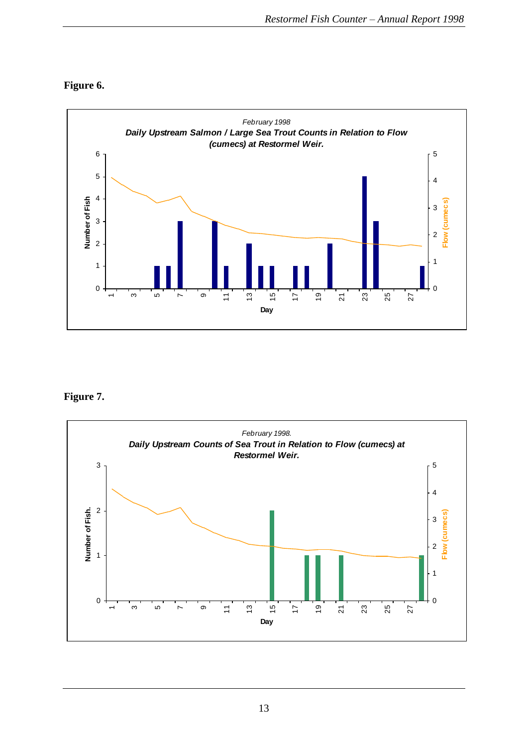**Figure 6.**

*February 1998*

***Daily Upstream Salmon / Large Sea Trout Counts in Relation to Flow (cumecs) at Restormel Weir.***

**Figure 7.**

*February 1998.*

***Daily Upstream Counts of Sea Trout in Relation to Flow (cumecs) at Restormel Weir.***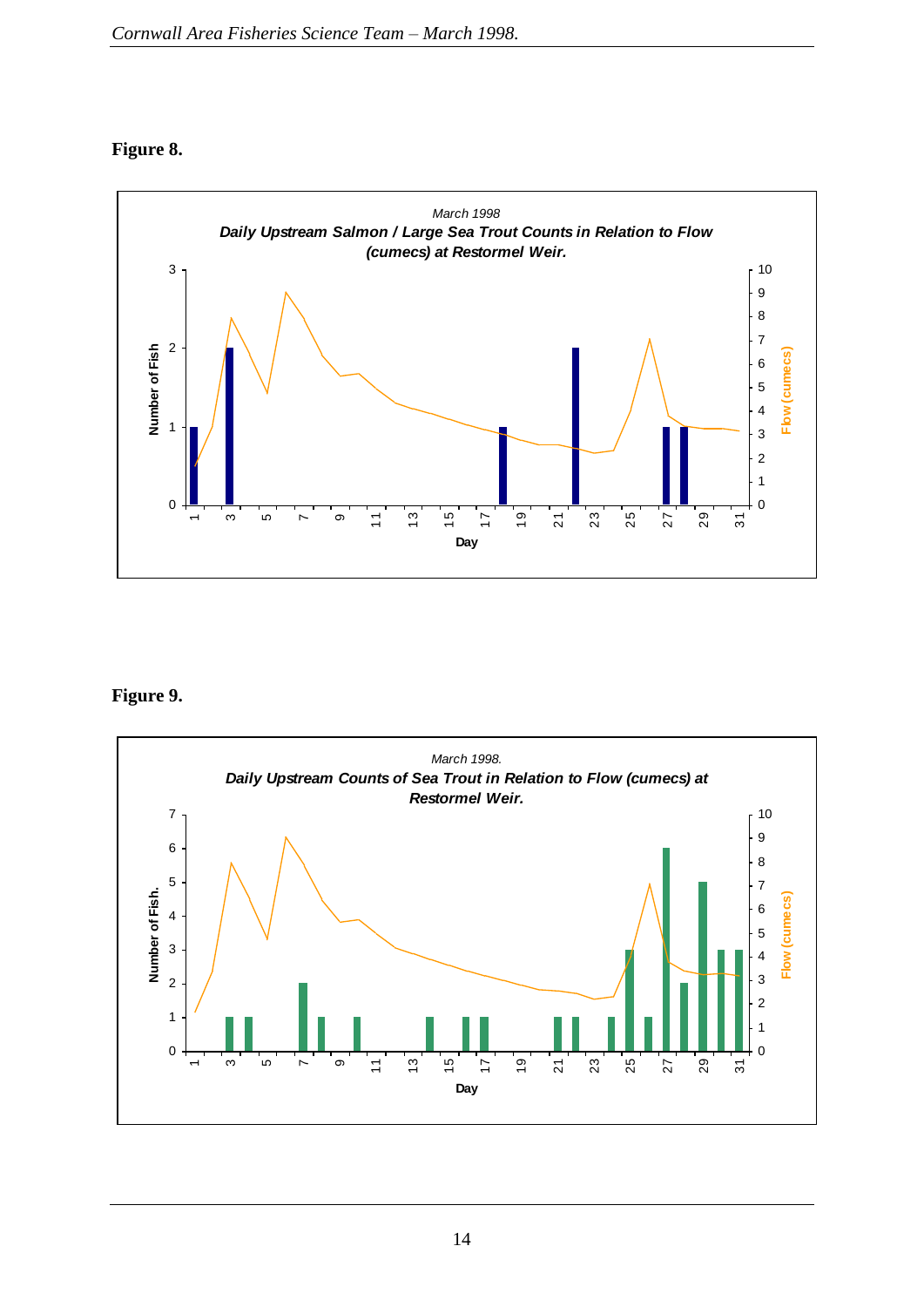**Figure 8.**

*March 1998*

***Daily Upstream Salmon / Large Sea Trout Counts in Relation to Flow (cumecs) at Restormel Weir.***

**Figure 9.**

*March 1998.*

***Daily Upstream Counts of Sea Trout in Relation to Flow (cumecs) at Restormel Weir.***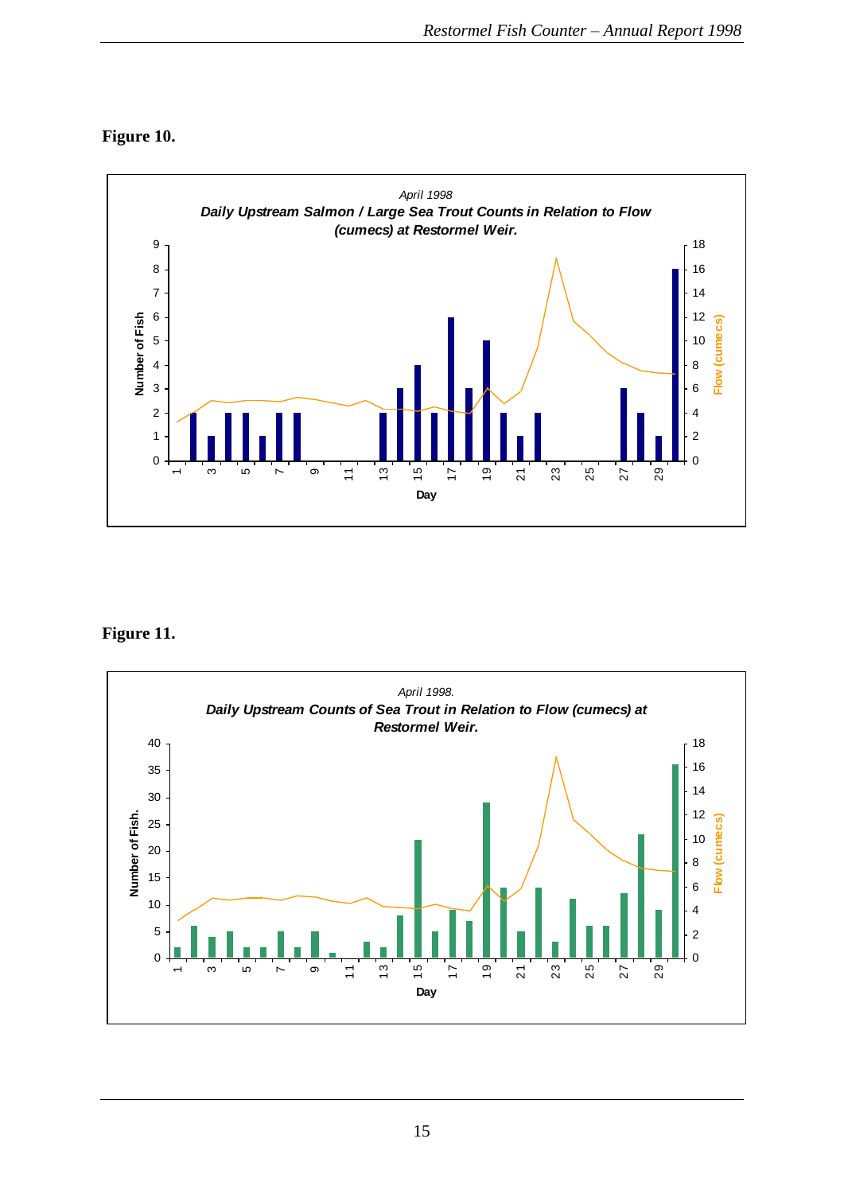**Figure 10.**

*April 1998*

***Daily Upstream Salmon / Large Sea Trout Counts in Relation to Flow (cumecs) at Restormel Weir.***

**Figure 11.**

*April 1998.*

***Daily Upstream Counts of Sea Trout in Relation to Flow (cumecs) at Restormel Weir.***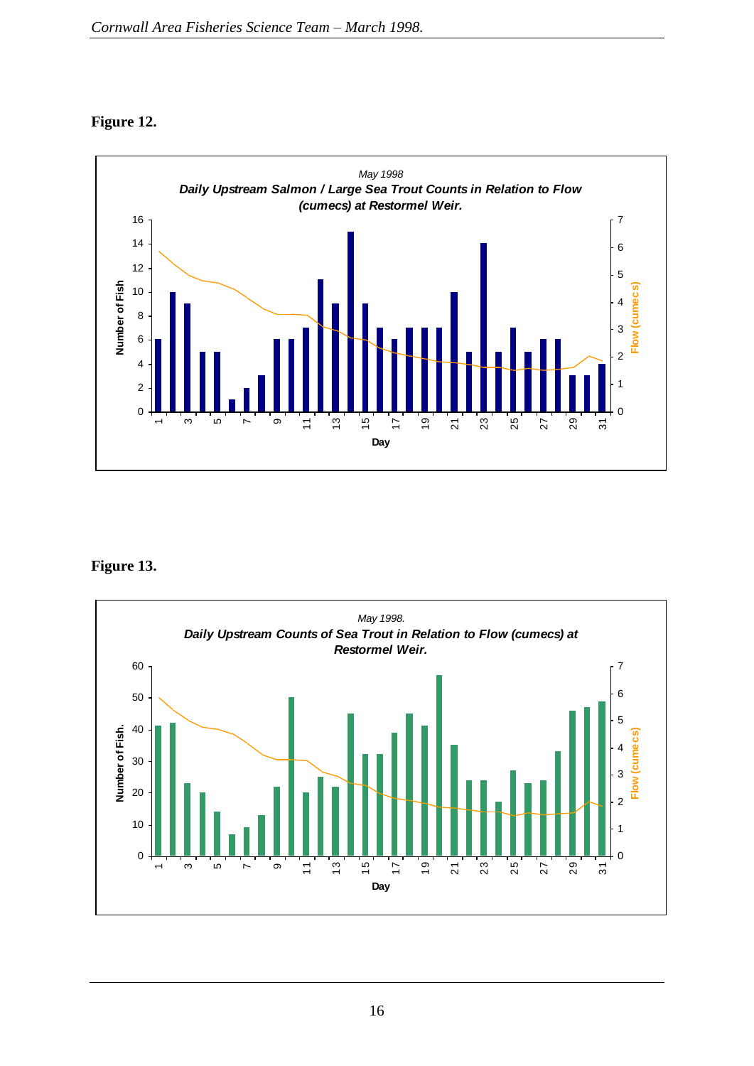**Figure 12.**

*May 1998*

***Daily Upstream Salmon / Large Sea Trout Counts in Relation to Flow (cumecs) at Restormel Weir.***

**Figure 13.**

*May 1998.*

***Daily Upstream Counts of Sea Trout in Relation to Flow (cumecs) at Restormel Weir.***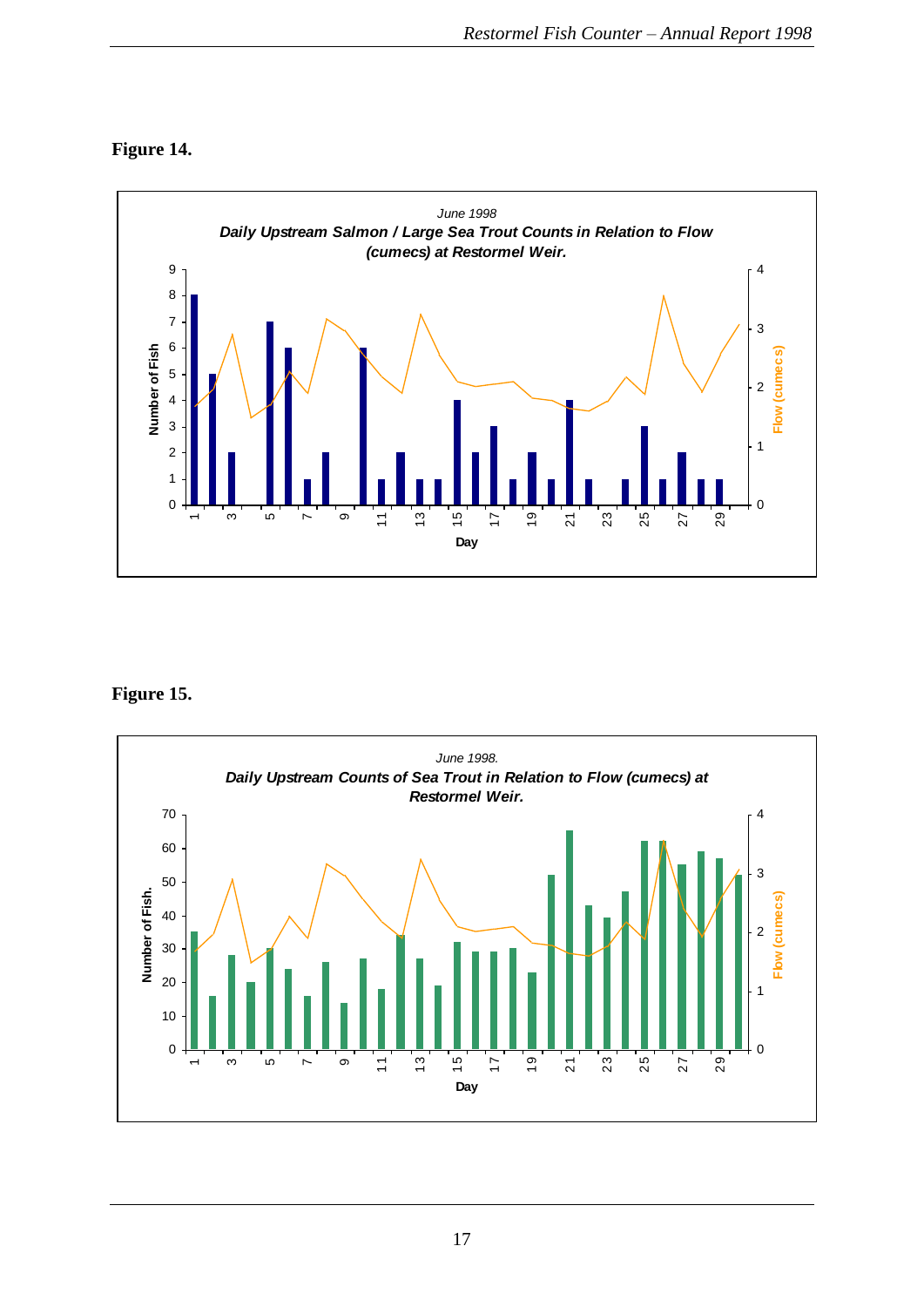**Figure 14.**

*June 1998*

***Daily Upstream Salmon / Large Sea Trout Counts in Relation to Flow (cumecs) at Restormel Weir.***

**Figure 15.**

*June 1998.*

***Daily Upstream Counts of Sea Trout in Relation to Flow (cumecs) at Restormel Weir.***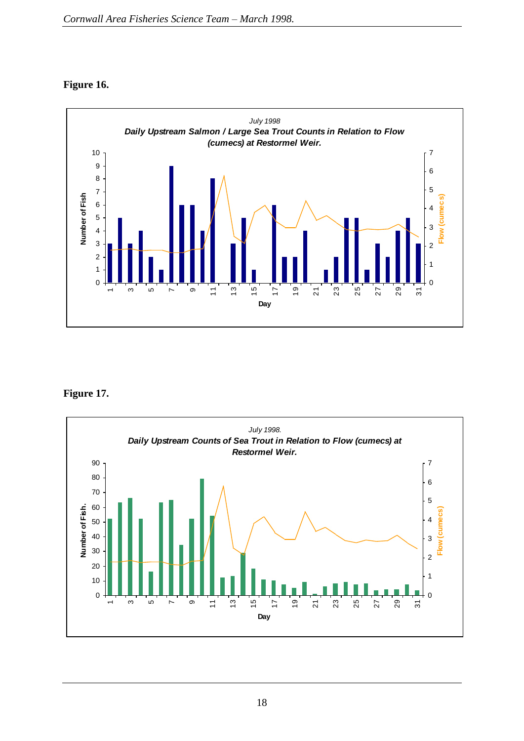**Figure 16.**

*July 1998*

***Daily Upstream Salmon / Large Sea Trout Counts in Relation to Flow (cumecs) at Restormel Weir.***

**Figure 17.**

*July 1998.*

***Daily Upstream Counts of Sea Trout in Relation to Flow (cumecs) at Restormel Weir.***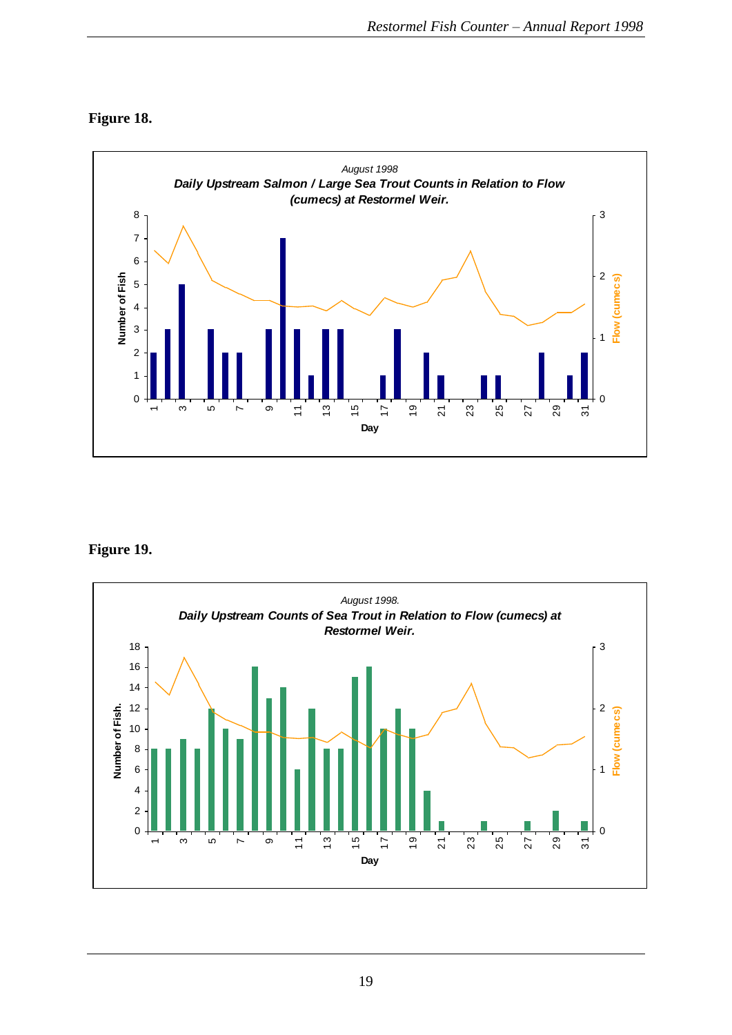**Figure 18.**

*August 1998*

***Daily Upstream Salmon / Large Sea Trout Counts in Relation to Flow (cumecs) at Restormel Weir.***

**Figure 19.**

*August 1998.*

***Daily Upstream Counts of Sea Trout in Relation to Flow (cumecs) at Restormel Weir.***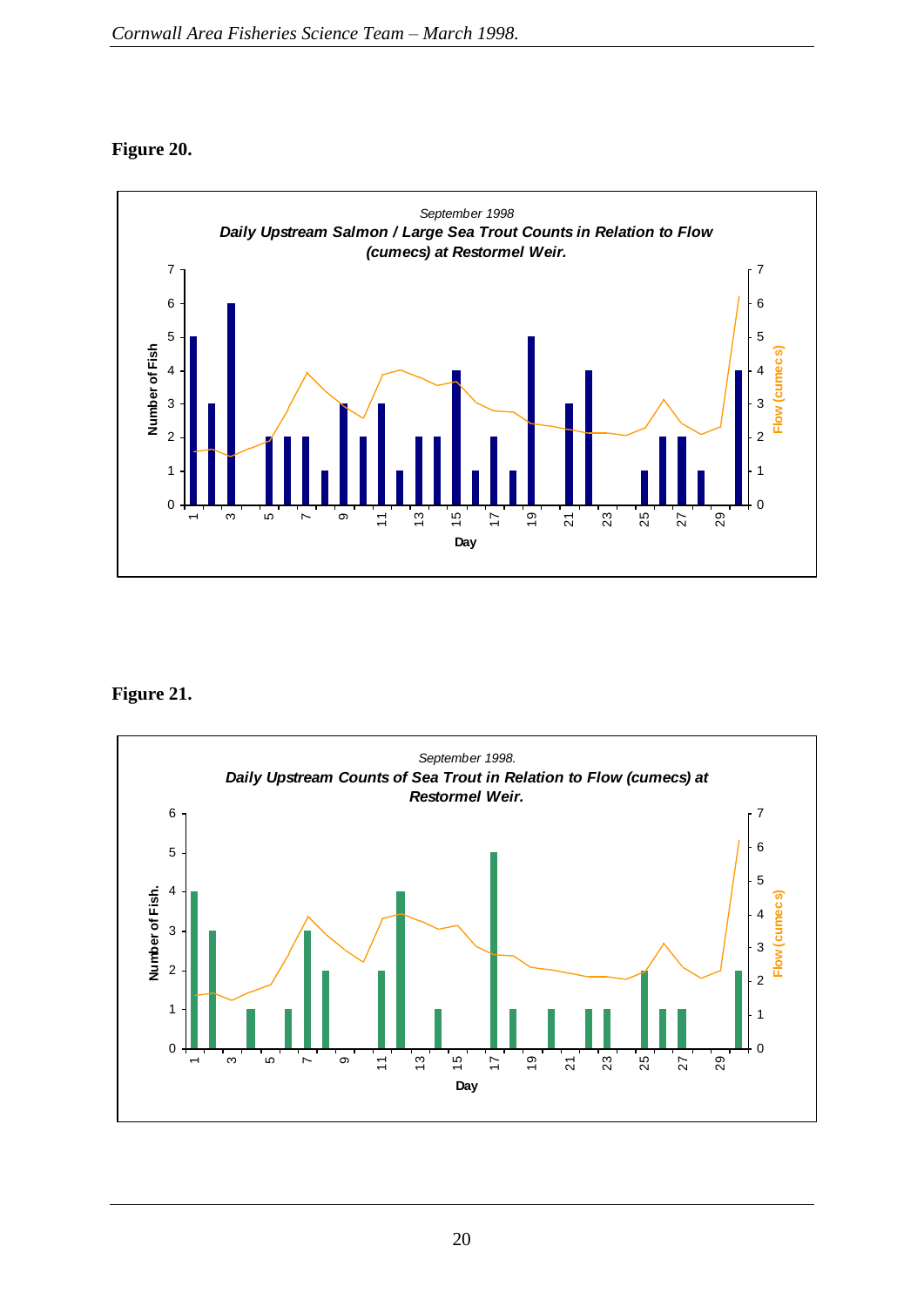**Figure 20.**

*September 1998*

***Daily Upstream Salmon / Large Sea Trout Counts in Relation to Flow (cumecs) at Restormel Weir.***

**Figure 21.**

*September 1998.*

***Daily Upstream Counts of Sea Trout in Relation to Flow (cumecs) at Restormel Weir.***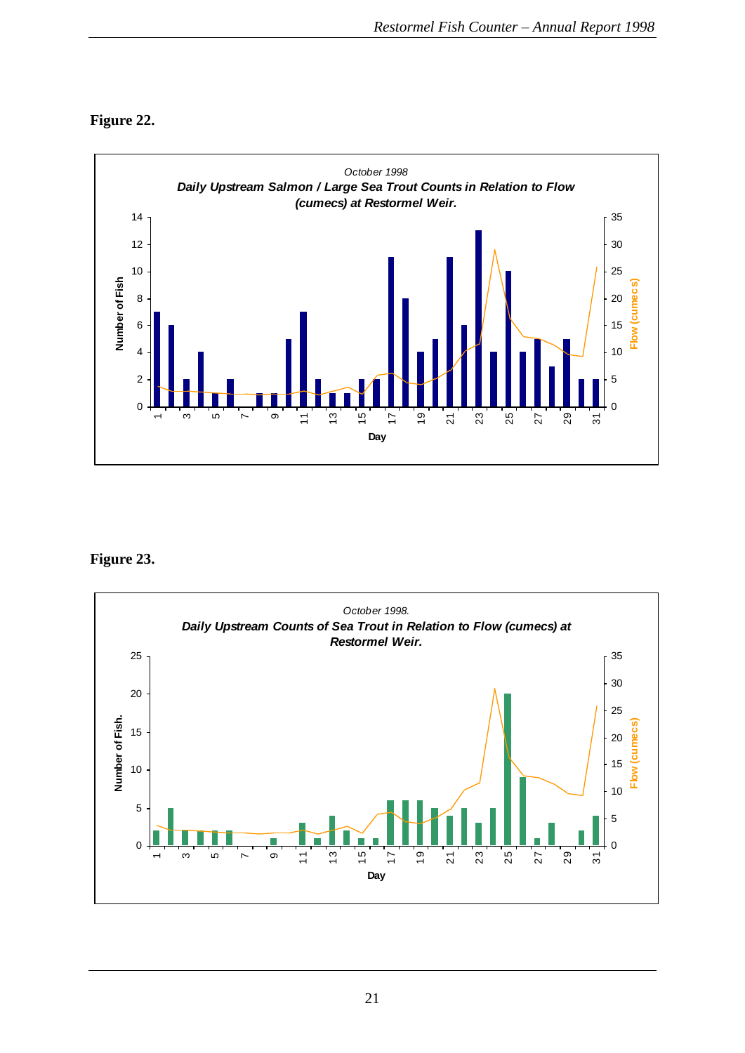**Figure 22.**

October 1998
*Daily Upstream Salmon / Large Sea Trout Counts in Relation to Flow (cumecs) at Restormel Weir.*

**Figure 23.**

October 1998.
*Daily Upstream Counts of Sea Trout in Relation to Flow (cumecs) at Restormel Weir.*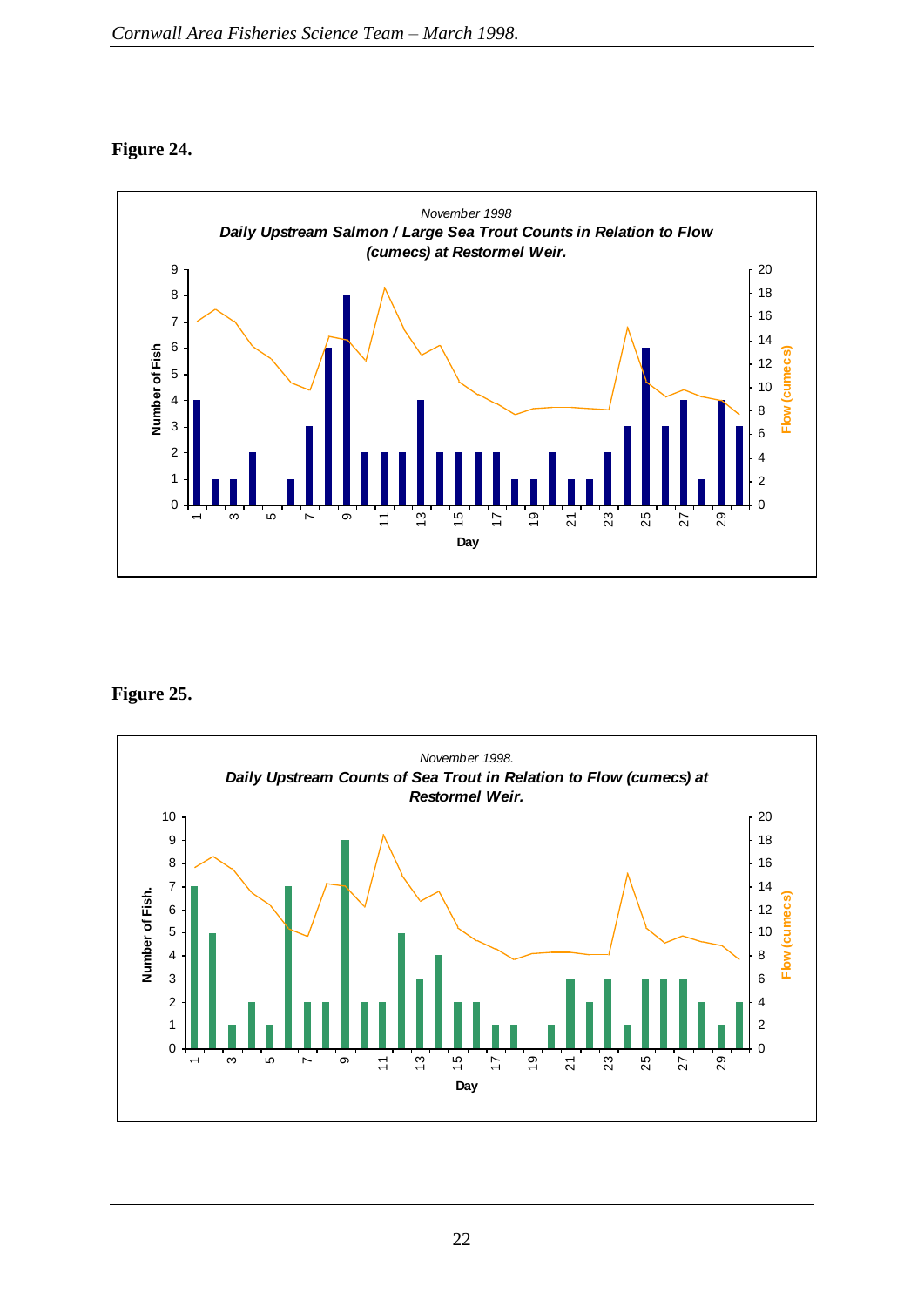**Figure 24.**

*November 1998*

***Daily Upstream Salmon / Large Sea Trout Counts in Relation to Flow (cumecs) at Restormel Weir.***

**Figure 25.**

*November 1998.*

***Daily Upstream Counts of Sea Trout in Relation to Flow (cumecs) at Restormel Weir.***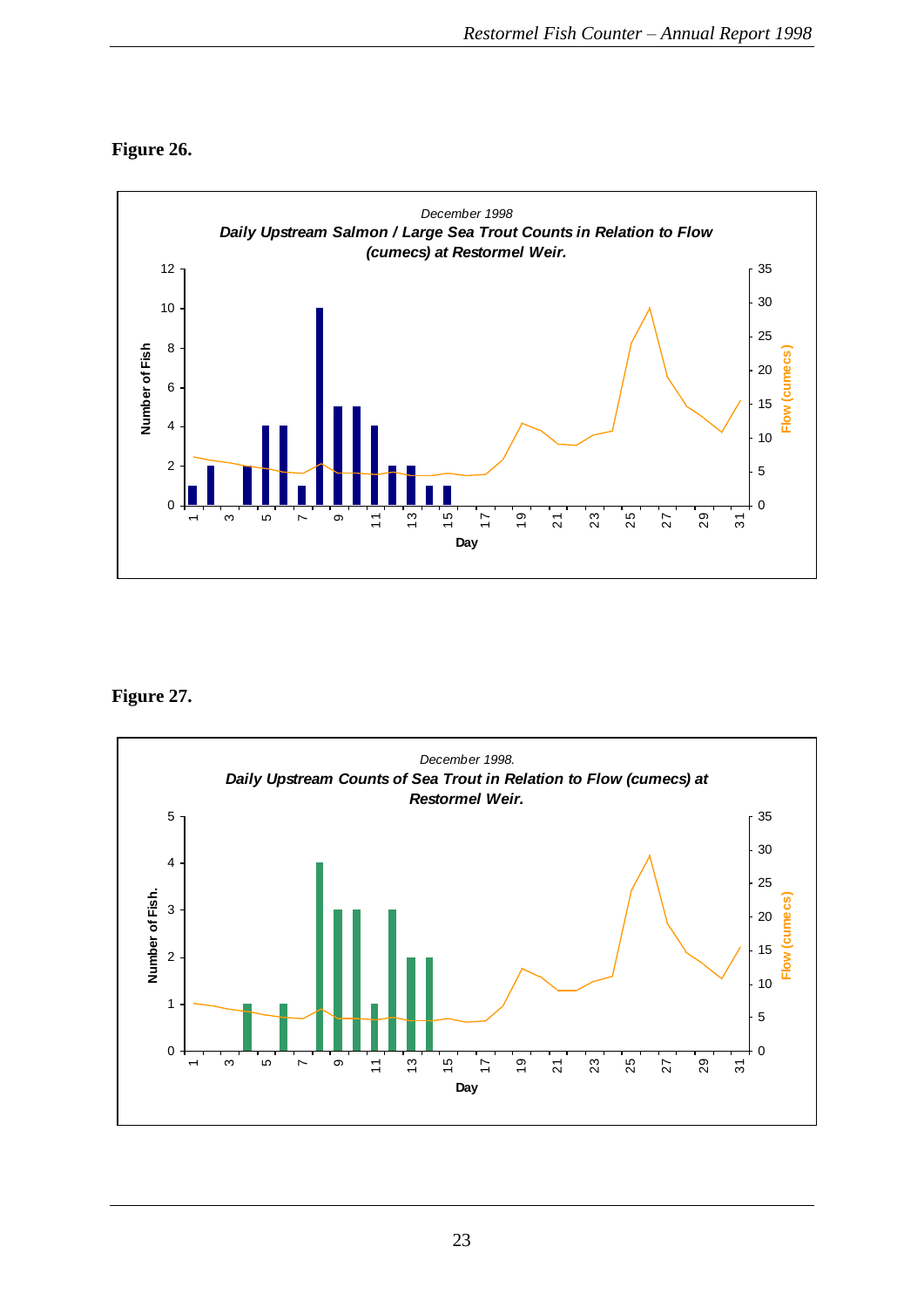**Figure 26.**

*December 1998*

***Daily Upstream Salmon / Large Sea Trout Counts in Relation to Flow (cumecs) at Restormel Weir.***

**Figure 27.**

*December 1998.*

***Daily Upstream Counts of Sea Trout in Relation to Flow (cumecs) at Restormel Weir.***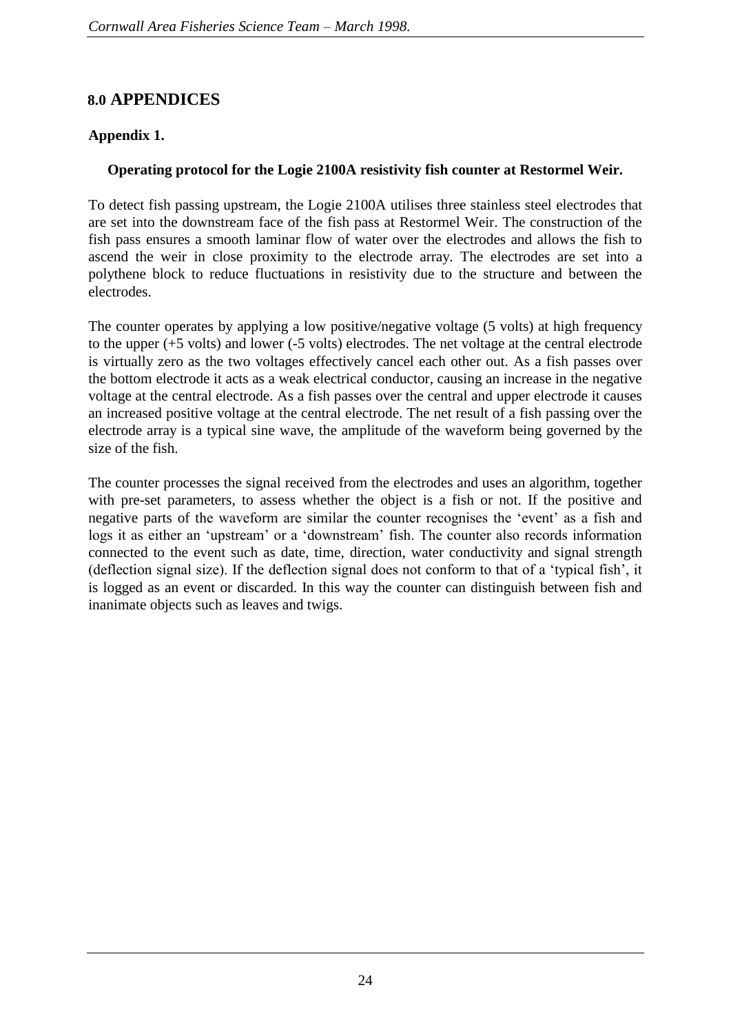# 8.0 APPENDICES

### Appendix 1.

#### Operating protocol for the Logie 2100A resistivity fish counter at Restormel Weir.

To detect fish passing upstream, the Logie 2100A utilises three stainless steel electrodes that are set into the downstream face of the fish pass at Restormel Weir. The construction of the fish pass ensures a smooth laminar flow of water over the electrodes and allows the fish to ascend the weir in close proximity to the electrode array. The electrodes are set into a polythene block to reduce fluctuations in resistivity due to the structure and between the electrodes.

The counter operates by applying a low positive/negative voltage (5 volts) at high frequency to the upper (+5 volts) and lower (-5 volts) electrodes. The net voltage at the central electrode is virtually zero as the two voltages effectively cancel each other out. As a fish passes over the bottom electrode it acts as a weak electrical conductor, causing an increase in the negative voltage at the central electrode. As a fish passes over the central and upper electrode it causes an increased positive voltage at the central electrode. The net result of a fish passing over the electrode array is a typical sine wave, the amplitude of the waveform being governed by the size of the fish.

The counter processes the signal received from the electrodes and uses an algorithm, together with pre-set parameters, to assess whether the object is a fish or not. If the positive and negative parts of the waveform are similar the counter recognises the 'event' as a fish and logs it as either an 'upstream' or a 'downstream' fish. The counter also records information connected to the event such as date, time, direction, water conductivity and signal strength (deflection signal size). If the deflection signal does not conform to that of a 'typical fish', it is logged as an event or discarded. In this way the counter can distinguish between fish and inanimate objects such as leaves and twigs.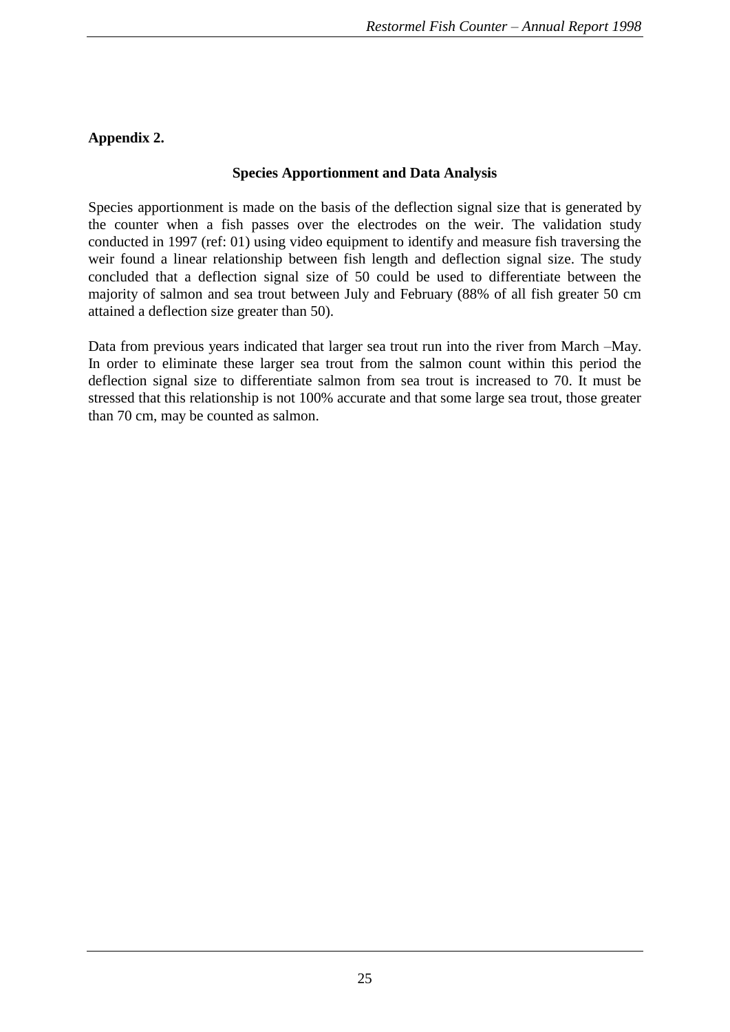**Appendix 2.**

**Species Apportionment and Data Analysis**

Species apportionment is made on the basis of the deflection signal size that is generated by the counter when a fish passes over the electrodes on the weir. The validation study conducted in 1997 (ref: 01) using video equipment to identify and measure fish traversing the weir found a linear relationship between fish length and deflection signal size. The study concluded that a deflection signal size of 50 could be used to differentiate between the majority of salmon and sea trout between July and February (88% of all fish greater 50 cm attained a deflection size greater than 50).

Data from previous years indicated that larger sea trout run into the river from March –May. In order to eliminate these larger sea trout from the salmon count within this period the deflection signal size to differentiate salmon from sea trout is increased to 70. It must be stressed that this relationship is not 100% accurate and that some large sea trout, those greater than 70 cm, may be counted as salmon.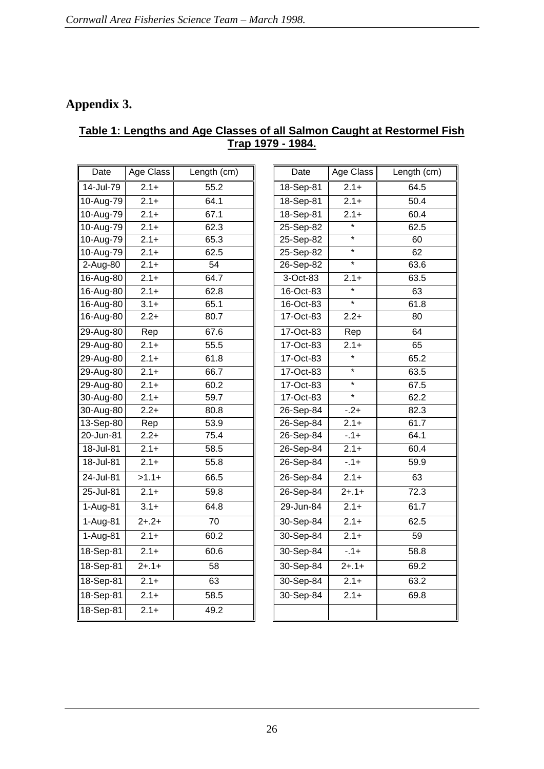## Appendix 3.

**Table 1: Lengths and Age Classes of all Salmon Caught at Restormel Fish Trap 1979 - 1984.**

| Date | Age Class | Length (cm) |
|---|---|---|
| 14-Jul-79 | 2.1+ | 55.2 |
| 10-Aug-79 | 2.1+ | 64.1 |
| 10-Aug-79 | 2.1+ | 67.1 |
| 10-Aug-79 | 2.1+ | 62.3 |
| 10-Aug-79 | 2.1+ | 65.3 |
| 10-Aug-79 | 2.1+ | 62.5 |
| 2-Aug-80 | 2.1+ | 54 |
| 16-Aug-80 | 2.1+ | 64.7 |
| 16-Aug-80 | 2.1+ | 62.8 |
| 16-Aug-80 | 3.1+ | 65.1 |
| 16-Aug-80 | 2.2+ | 80.7 |
| 29-Aug-80 | Rep | 67.6 |
| 29-Aug-80 | 2.1+ | 55.5 |
| 29-Aug-80 | 2.1+ | 61.8 |
| 29-Aug-80 | 2.1+ | 66.7 |
| 29-Aug-80 | 2.1+ | 60.2 |
| 30-Aug-80 | 2.1+ | 59.7 |
| 30-Aug-80 | 2.2+ | 80.8 |
| 13-Sep-80 | Rep | 53.9 |
| 20-Jun-81 | 2.2+ | 75.4 |
| 18-Jul-81 | 2.1+ | 58.5 |
| 18-Jul-81 | 2.1+ | 55.8 |
| 24-Jul-81 | >1.1+ | 66.5 |
| 25-Jul-81 | 2.1+ | 59.8 |
| 1-Aug-81 | 3.1+ | 64.8 |
| 1-Aug-81 | 2+.2+ | 70 |
| 1-Aug-81 | 2.1+ | 60.2 |
| 18-Sep-81 | 2.1+ | 60.6 |
| 18-Sep-81 | 2+.1+ | 58 |
| 18-Sep-81 | 2.1+ | 63 |
| 18-Sep-81 | 2.1+ | 58.5 |
| 18-Sep-81 | 2.1+ | 49.2 |
| 18-Sep-81 | 2.1+ | 64.5 |
| 18-Sep-81 | 2.1+ | 50.4 |
| 18-Sep-81 | 2.1+ | 60.4 |
| 25-Sep-82 | * | 62.5 |
| 25-Sep-82 | * | 60 |
| 25-Sep-82 | * | 62 |
| 26-Sep-82 | * | 63.6 |
| 3-Oct-83 | 2.1+ | 63.5 |
| 16-Oct-83 | * | 63 |
| 16-Oct-83 | * | 61.8 |
| 17-Oct-83 | 2.2+ | 80 |
| 17-Oct-83 | Rep | 64 |
| 17-Oct-83 | 2.1+ | 65 |
| 17-Oct-83 | * | 65.2 |
| 17-Oct-83 | * | 63.5 |
| 17-Oct-83 | * | 67.5 |
| 17-Oct-83 | * | 62.2 |
| 26-Sep-84 | -.2+ | 82.3 |
| 26-Sep-84 | 2.1+ | 61.7 |
| 26-Sep-84 | -.1+ | 64.1 |
| 26-Sep-84 | 2.1+ | 60.4 |
| 26-Sep-84 | -.1+ | 59.9 |
| 26-Sep-84 | 2.1+ | 63 |
| 26-Sep-84 | 2+.1+ | 72.3 |
| 29-Jun-84 | 2.1+ | 61.7 |
| 30-Sep-84 | 2.1+ | 62.5 |
| 30-Sep-84 | 2.1+ | 59 |
| 30-Sep-84 | -.1+ | 58.8 |
| 30-Sep-84 | 2+.1+ | 69.2 |
| 30-Sep-84 | 2.1+ | 63.2 |
| 30-Sep-84 | 2.1+ | 69.8 |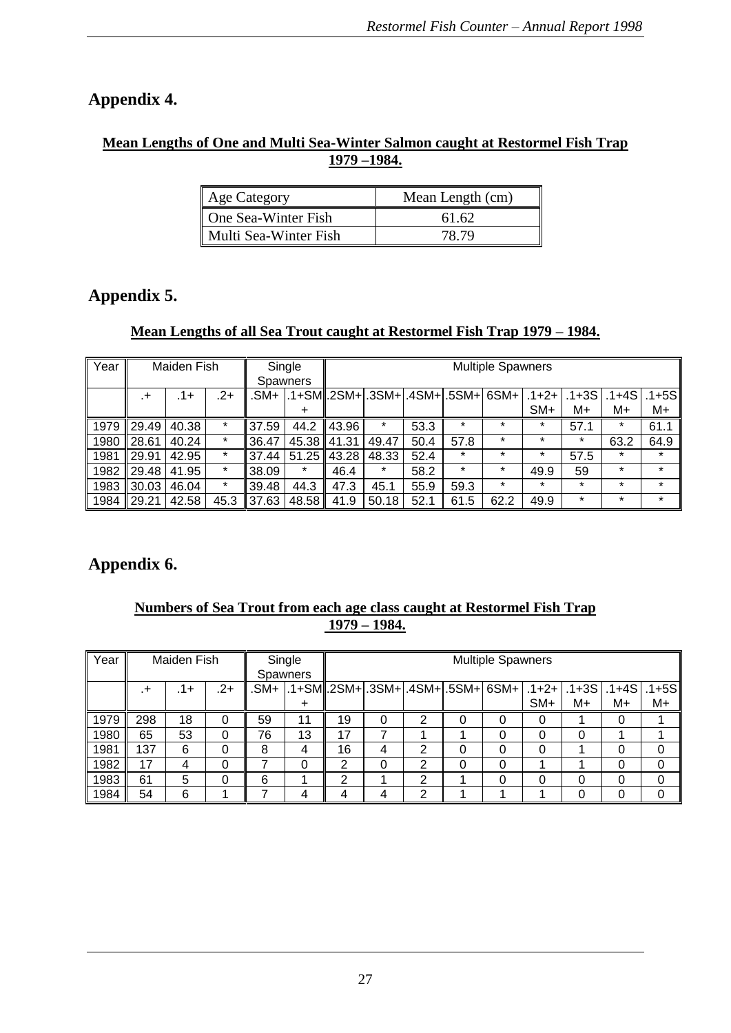## Appendix 4.

**Mean Lengths of One and Multi Sea-Winter Salmon caught at Restormel Fish Trap 1979 –1984.**

| Age Category | Mean Length (cm) |
|---|---|
| One Sea-Winter Fish | 61.62 |
| Multi Sea-Winter Fish | 78.79 |

## Appendix 5.

**Mean Lengths of all Sea Trout caught at Restormel Fish Trap 1979 – 1984.**

| Year | Maiden Fish | | | Single Spawners | | Multiple Spawners | | | | | | | | |
|---|---|---|---|---|---|---|---|---|---|---|---|---|---|---|
| | .+ | .1+ | .2+ | .SM+ | .1+SM+ | .2SM+ | .3SM+ | .4SM+ | .5SM+ | 6SM+ | .1+2+SM+ | .1+3SM+ | .1+4SM+ | .1+5SM+ |
| 1979 | 29.49 | 40.38 | * | 37.59 | 44.2 | 43.96 | * | 53.3 | * | * | * | 57.1 | * | 61.1 |
| 1980 | 28.61 | 40.24 | * | 36.47 | 45.38 | 41.31 | 49.47 | 50.4 | 57.8 | * | * | * | 63.2 | 64.9 |
| 1981 | 29.91 | 42.95 | * | 37.44 | 51.25 | 43.28 | 48.33 | 52.4 | * | * | * | 57.5 | * | * |
| 1982 | 29.48 | 41.95 | * | 38.09 | * | 46.4 | * | 58.2 | * | * | 49.9 | 59 | * | * |
| 1983 | 30.03 | 46.04 | * | 39.48 | 44.3 | 47.3 | 45.1 | 55.9 | 59.3 | * | * | * | * | * |
| 1984 | 29.21 | 42.58 | 45.3 | 37.63 | 48.58 | 41.9 | 50.18 | 52.1 | 61.5 | 62.2 | 49.9 | * | * | * |

## Appendix 6.

**Numbers of Sea Trout from each age class caught at Restormel Fish Trap 1979 – 1984.**

| Year | Maiden Fish | | | Single Spawners | | Multiple Spawners | | | | | | | | |
|---|---|---|---|---|---|---|---|---|---|---|---|---|---|---|
| | .+ | .1+ | .2+ | .SM+ | .1+SM+ | .2SM+ | .3SM+ | .4SM+ | .5SM+ | 6SM+ | .1+2+SM+ | .1+3SM+ | .1+4SM+ | .1+5SM+ |
| 1979 | 298 | 18 | 0 | 59 | 11 | 19 | 0 | 2 | 0 | 0 | 0 | 1 | 0 | 1 |
| 1980 | 65 | 53 | 0 | 76 | 13 | 17 | 7 | 1 | 1 | 0 | 0 | 0 | 1 | 1 |
| 1981 | 137 | 6 | 0 | 8 | 4 | 16 | 4 | 2 | 0 | 0 | 0 | 1 | 0 | 0 |
| 1982 | 17 | 4 | 0 | 7 | 0 | 2 | 0 | 2 | 0 | 0 | 1 | 1 | 0 | 0 |
| 1983 | 61 | 5 | 0 | 6 | 1 | 2 | 1 | 2 | 1 | 0 | 0 | 0 | 0 | 0 |
| 1984 | 54 | 6 | 1 | 7 | 4 | 4 | 4 | 2 | 1 | 1 | 1 | 0 | 0 | 0 |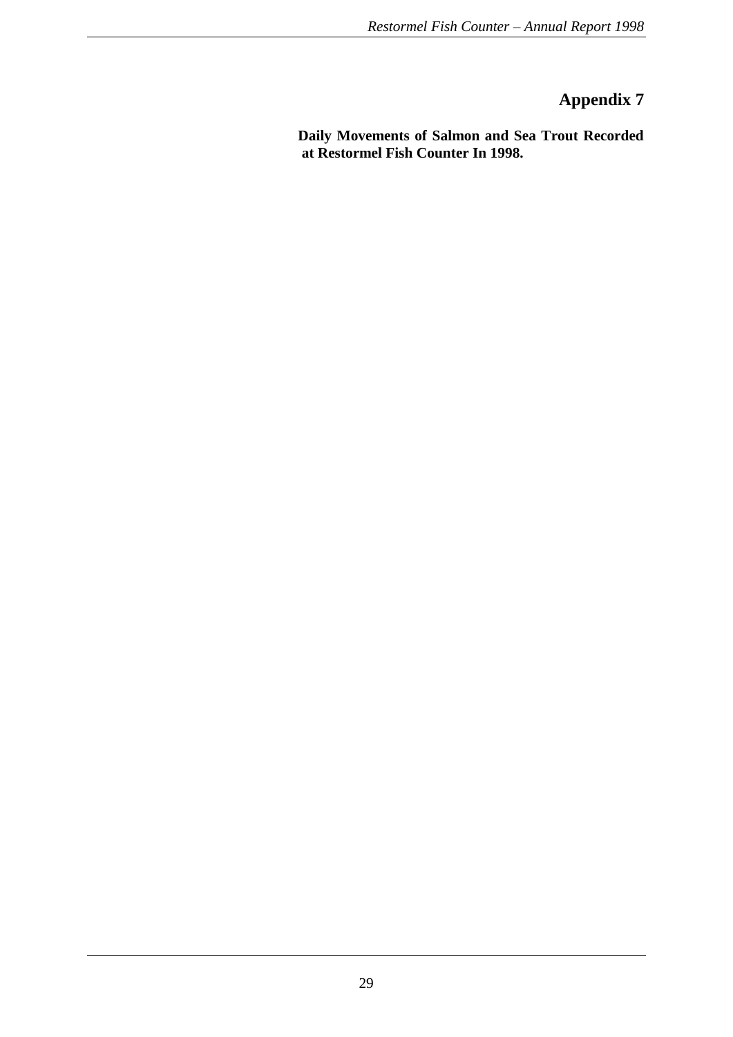# Appendix 7

**Daily Movements of Salmon and Sea Trout Recorded at Restormel Fish Counter In 1998.**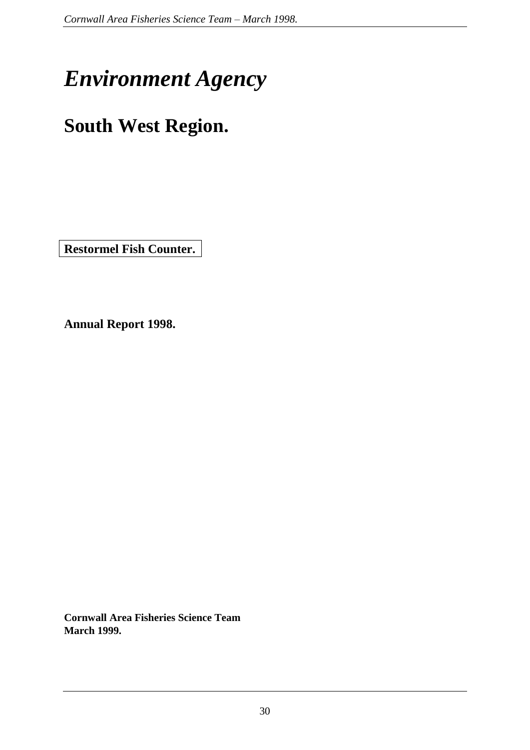# *Environment Agency*

# South West Region.

**Restormel Fish Counter.**

**Annual Report 1998.**

**Cornwall Area Fisheries Science Team**
**March 1999.**